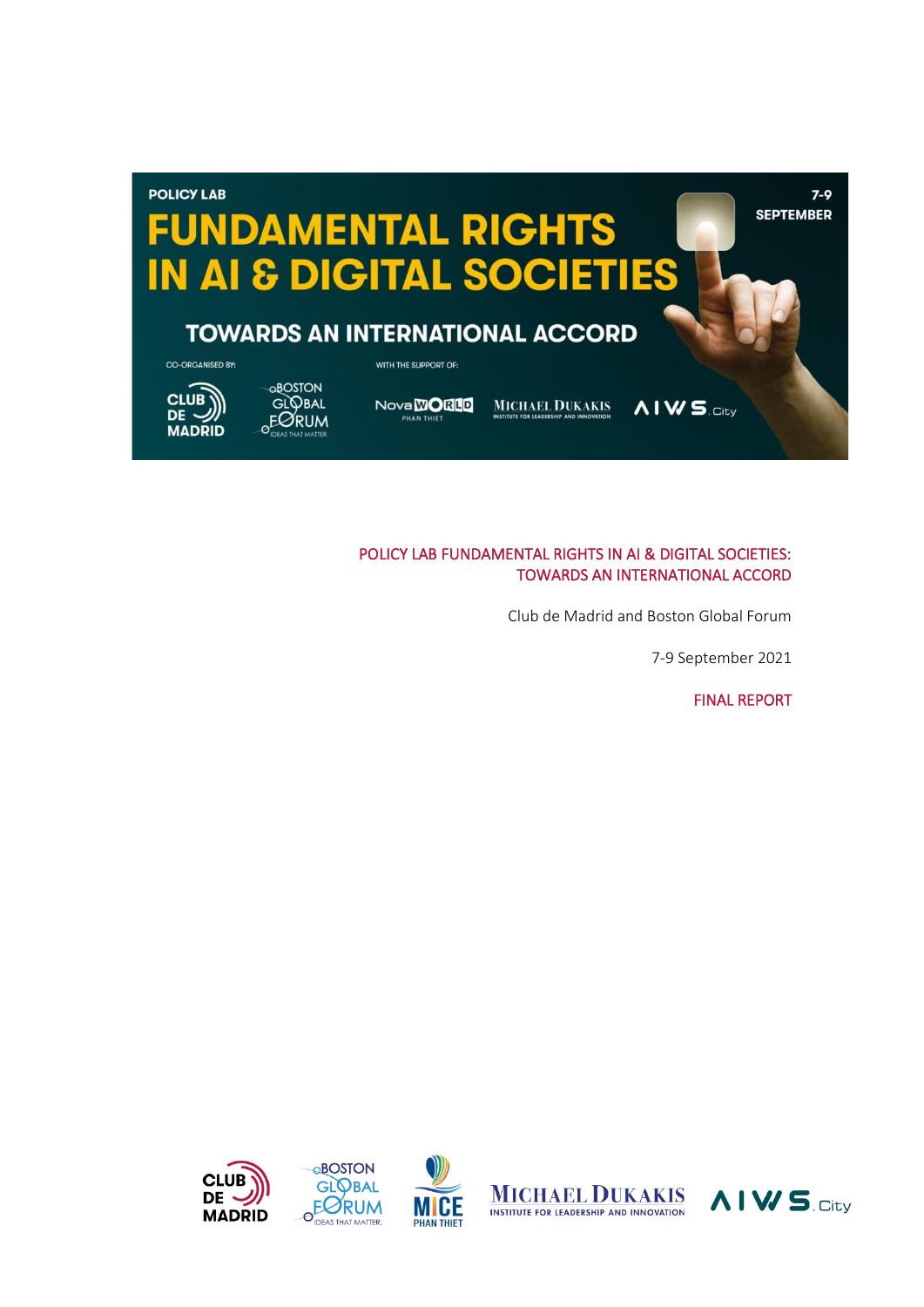POLICY LAB

# FUNDAMENTAL RIGHTS IN AI & DIGITAL SOCIETIES

## TOWARDS AN INTERNATIONAL ACCORD

7-9 SEPTEMBER

CO-ORGANISED BY: CLUB DE MADRID, BOSTON GLOBAL FORUM – IDEAS THAT MATTER

WITH THE SUPPORT OF: NovaWORLD PHAN THIET, MICHAEL DUKAKIS INSTITUTE FOR LEADERSHIP AND INNOVATION, AIWS.City

**POLICY LAB FUNDAMENTAL RIGHTS IN AI & DIGITAL SOCIETIES: TOWARDS AN INTERNATIONAL ACCORD**

Club de Madrid and Boston Global Forum

7-9 September 2021

FINAL REPORT

CLUB DE MADRID · BOSTON GLOBAL FORUM – IDEAS THAT MATTER · MICE PHAN THIET · MICHAEL DUKAKIS INSTITUTE FOR LEADERSHIP AND INNOVATION · AIWS.City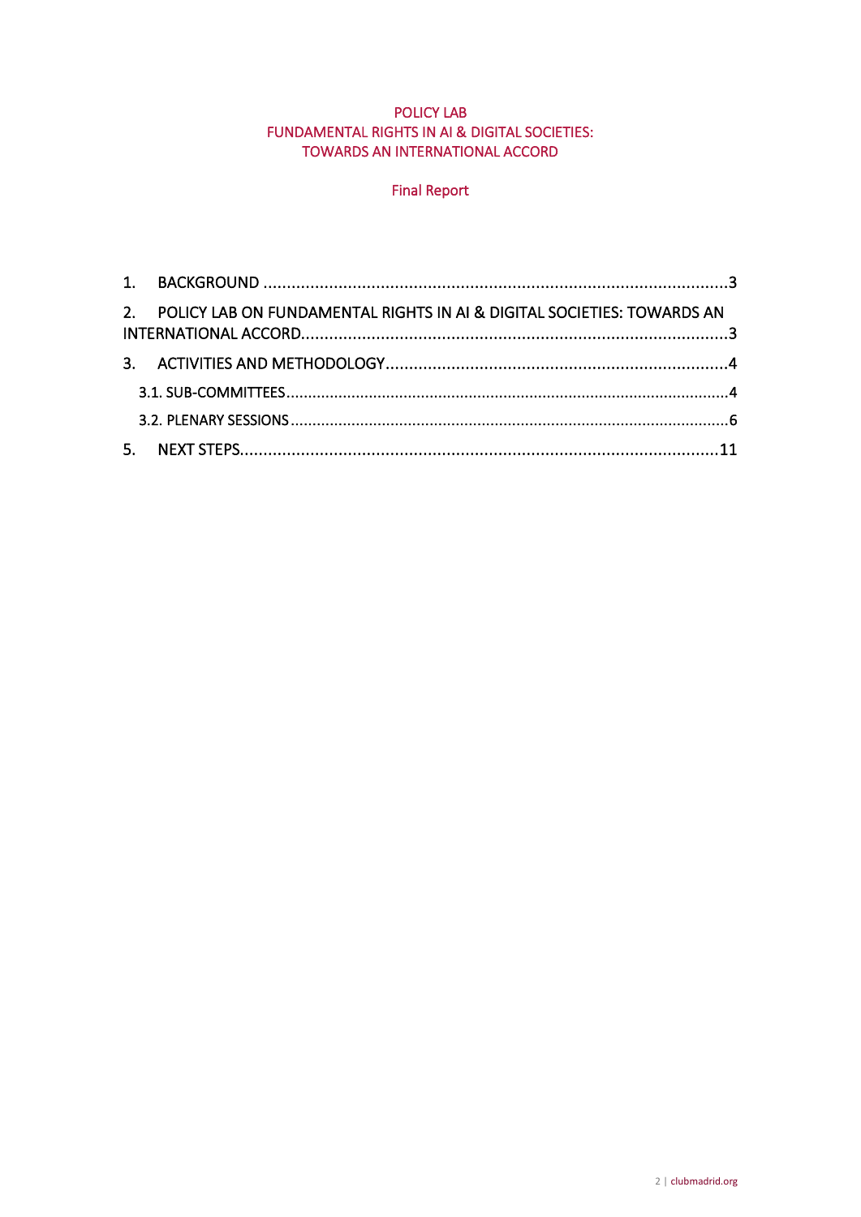POLICY LAB
FUNDAMENTAL RIGHTS IN AI & DIGITAL SOCIETIES:
TOWARDS AN INTERNATIONAL ACCORD

Final Report

1. BACKGROUND ....................................................................................................3
2. POLICY LAB ON FUNDAMENTAL RIGHTS IN AI & DIGITAL SOCIETIES: TOWARDS AN INTERNATIONAL ACCORD..........................................................................................3
3. ACTIVITIES AND METHODOLOGY.........................................................................4
   3.1. SUB-COMMITTEES.....................................................................................................4
   3.2. PLENARY SESSIONS....................................................................................................6
5. NEXT STEPS.......................................................................................................11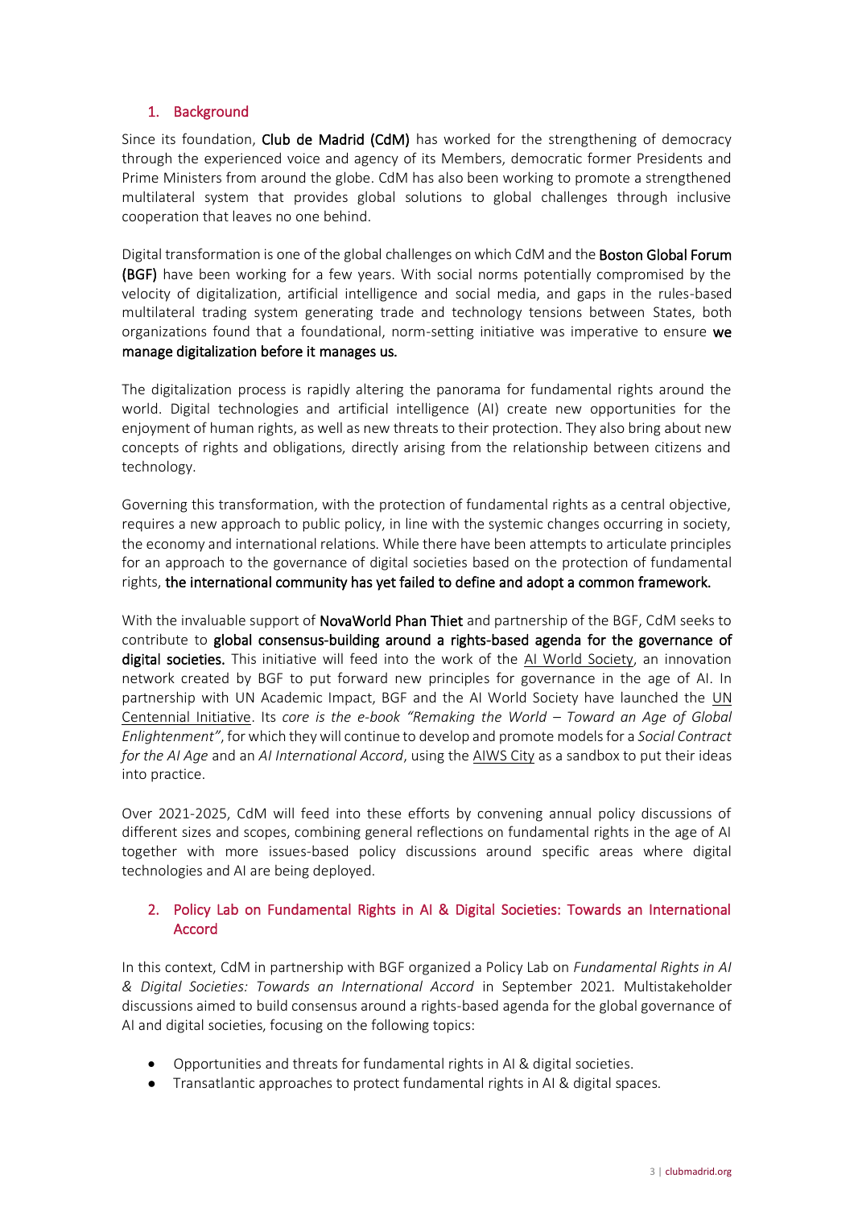## 1. Background

Since its foundation, **Club de Madrid (CdM)** has worked for the strengthening of democracy through the experienced voice and agency of its Members, democratic former Presidents and Prime Ministers from around the globe. CdM has also been working to promote a strengthened multilateral system that provides global solutions to global challenges through inclusive cooperation that leaves no one behind.

Digital transformation is one of the global challenges on which CdM and the **Boston Global Forum (BGF)** have been working for a few years. With social norms potentially compromised by the velocity of digitalization, artificial intelligence and social media, and gaps in the rules-based multilateral trading system generating trade and technology tensions between States, both organizations found that a foundational, norm-setting initiative was imperative to ensure **we manage digitalization before it manages us.**

The digitalization process is rapidly altering the panorama for fundamental rights around the world. Digital technologies and artificial intelligence (AI) create new opportunities for the enjoyment of human rights, as well as new threats to their protection. They also bring about new concepts of rights and obligations, directly arising from the relationship between citizens and technology.

Governing this transformation, with the protection of fundamental rights as a central objective, requires a new approach to public policy, in line with the systemic changes occurring in society, the economy and international relations. While there have been attempts to articulate principles for an approach to the governance of digital societies based on the protection of fundamental rights, **the international community has yet failed to define and adopt a common framework.**

With the invaluable support of **NovaWorld Phan Thiet** and partnership of the BGF, CdM seeks to contribute to **global consensus-building around a rights-based agenda for the governance of digital societies.** This initiative will feed into the work of the AI World Society, an innovation network created by BGF to put forward new principles for governance in the age of AI. In partnership with UN Academic Impact, BGF and the AI World Society have launched the UN Centennial Initiative. Its *core is the e-book "Remaking the World – Toward an Age of Global Enlightenment"*, for which they will continue to develop and promote models for a *Social Contract for the AI Age* and an *AI International Accord*, using the AIWS City as a sandbox to put their ideas into practice.

Over 2021-2025, CdM will feed into these efforts by convening annual policy discussions of different sizes and scopes, combining general reflections on fundamental rights in the age of AI together with more issues-based policy discussions around specific areas where digital technologies and AI are being deployed.

## 2. Policy Lab on Fundamental Rights in AI & Digital Societies: Towards an International Accord

In this context, CdM in partnership with BGF organized a Policy Lab on *Fundamental Rights in AI & Digital Societies: Towards an International Accord* in September 2021. Multistakeholder discussions aimed to build consensus around a rights-based agenda for the global governance of AI and digital societies, focusing on the following topics:

- Opportunities and threats for fundamental rights in AI & digital societies.
- Transatlantic approaches to protect fundamental rights in AI & digital spaces.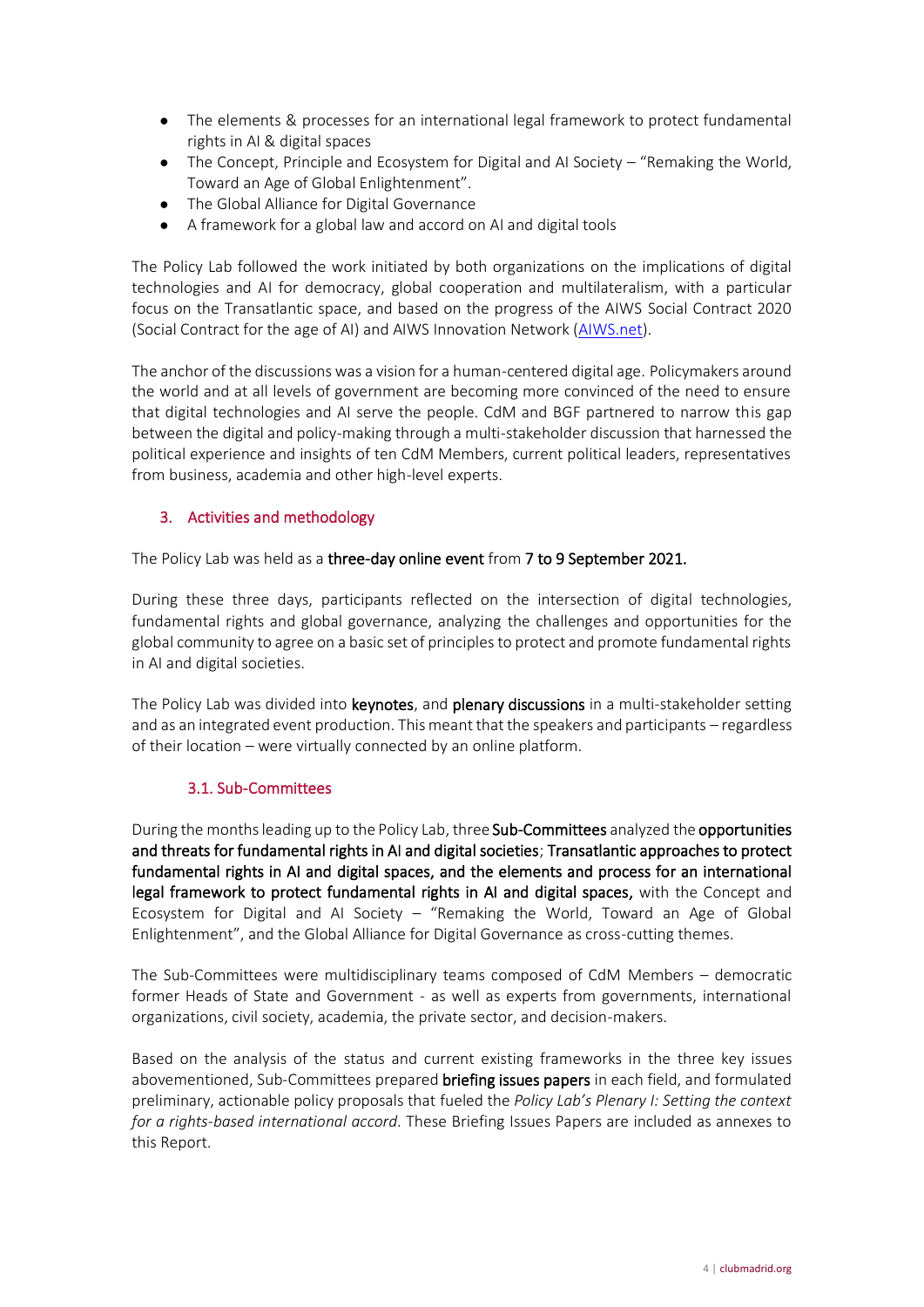- The elements & processes for an international legal framework to protect fundamental rights in AI & digital spaces
- The Concept, Principle and Ecosystem for Digital and AI Society – "Remaking the World, Toward an Age of Global Enlightenment".
- The Global Alliance for Digital Governance
- A framework for a global law and accord on AI and digital tools

The Policy Lab followed the work initiated by both organizations on the implications of digital technologies and AI for democracy, global cooperation and multilateralism, with a particular focus on the Transatlantic space, and based on the progress of the AIWS Social Contract 2020 (Social Contract for the age of AI) and AIWS Innovation Network (AIWS.net).

The anchor of the discussions was a vision for a human-centered digital age. Policymakers around the world and at all levels of government are becoming more convinced of the need to ensure that digital technologies and AI serve the people. CdM and BGF partnered to narrow this gap between the digital and policy-making through a multi-stakeholder discussion that harnessed the political experience and insights of ten CdM Members, current political leaders, representatives from business, academia and other high-level experts.

## 3. Activities and methodology

The Policy Lab was held as a **three-day online event** from **7 to 9 September 2021.**

During these three days, participants reflected on the intersection of digital technologies, fundamental rights and global governance, analyzing the challenges and opportunities for the global community to agree on a basic set of principles to protect and promote fundamental rights in AI and digital societies.

The Policy Lab was divided into **keynotes**, and **plenary discussions** in a multi-stakeholder setting and as an integrated event production. This meant that the speakers and participants – regardless of their location – were virtually connected by an online platform.

### 3.1. Sub-Committees

During the months leading up to the Policy Lab, three **Sub-Committees** analyzed the **opportunities and threats for fundamental rights in AI and digital societies**; **Transatlantic approaches to protect fundamental rights in AI and digital spaces, and the elements and process for an international legal framework to protect fundamental rights in AI and digital spaces,** with the Concept and Ecosystem for Digital and AI Society – "Remaking the World, Toward an Age of Global Enlightenment", and the Global Alliance for Digital Governance as cross-cutting themes.

The Sub-Committees were multidisciplinary teams composed of CdM Members – democratic former Heads of State and Government - as well as experts from governments, international organizations, civil society, academia, the private sector, and decision-makers.

Based on the analysis of the status and current existing frameworks in the three key issues abovementioned, Sub-Committees prepared **briefing issues papers** in each field, and formulated preliminary, actionable policy proposals that fueled the *Policy Lab's Plenary I: Setting the context for a rights-based international accord*. These Briefing Issues Papers are included as annexes to this Report.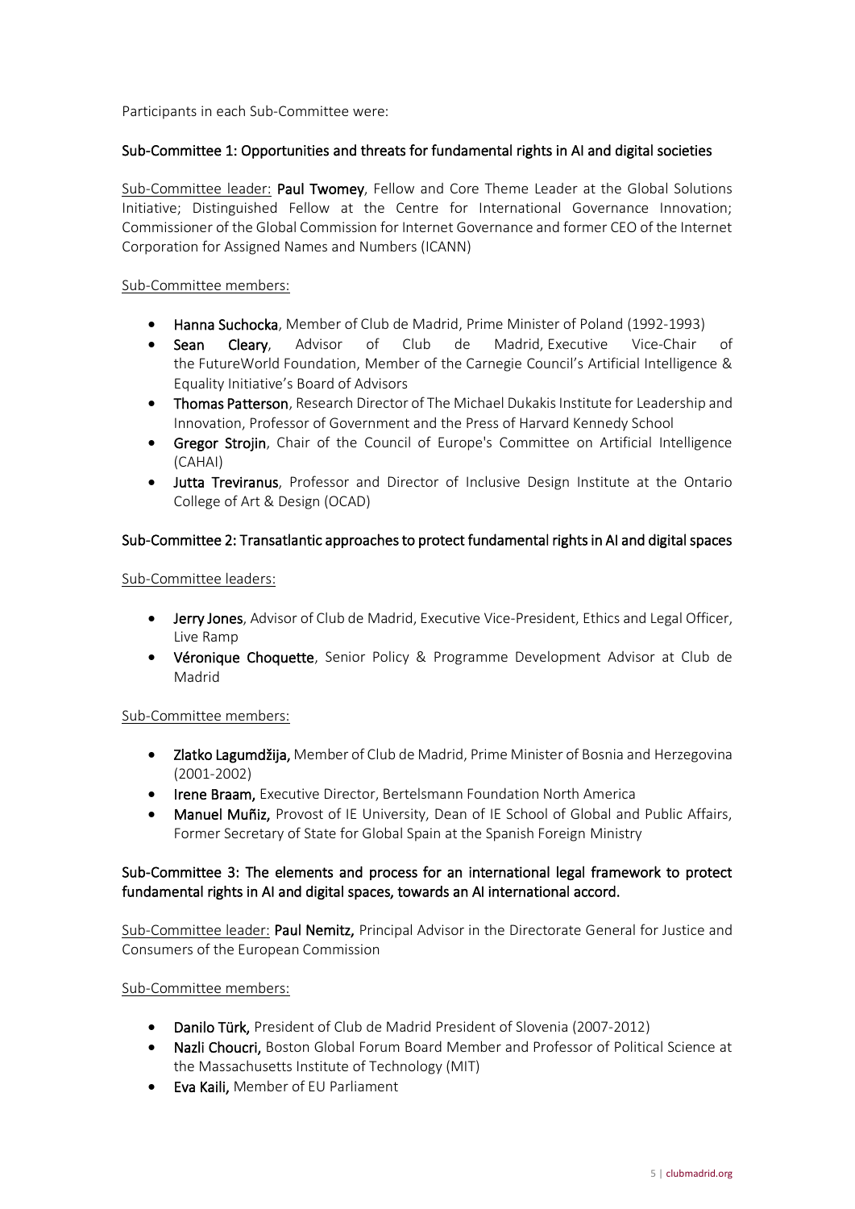Participants in each Sub-Committee were:

### Sub-Committee 1: Opportunities and threats for fundamental rights in AI and digital societies

Sub-Committee leader: **Paul Twomey**, Fellow and Core Theme Leader at the Global Solutions Initiative; Distinguished Fellow at the Centre for International Governance Innovation; Commissioner of the Global Commission for Internet Governance and former CEO of the Internet Corporation for Assigned Names and Numbers (ICANN)

Sub-Committee members:

- **Hanna Suchocka**, Member of Club de Madrid, Prime Minister of Poland (1992-1993)
- **Sean Cleary**, Advisor of Club de Madrid, Executive Vice-Chair of the FutureWorld Foundation, Member of the Carnegie Council's Artificial Intelligence & Equality Initiative's Board of Advisors
- **Thomas Patterson**, Research Director of The Michael Dukakis Institute for Leadership and Innovation, Professor of Government and the Press of Harvard Kennedy School
- **Gregor Strojin**, Chair of the Council of Europe's Committee on Artificial Intelligence (CAHAI)
- **Jutta Treviranus**, Professor and Director of Inclusive Design Institute at the Ontario College of Art & Design (OCAD)

### Sub-Committee 2: Transatlantic approaches to protect fundamental rights in AI and digital spaces

Sub-Committee leaders:

- **Jerry Jones**, Advisor of Club de Madrid, Executive Vice-President, Ethics and Legal Officer, Live Ramp
- **Véronique Choquette**, Senior Policy & Programme Development Advisor at Club de Madrid

Sub-Committee members:

- **Zlatko Lagumdžija,** Member of Club de Madrid, Prime Minister of Bosnia and Herzegovina (2001-2002)
- **Irene Braam,** Executive Director, Bertelsmann Foundation North America
- **Manuel Muñiz,** Provost of IE University, Dean of IE School of Global and Public Affairs, Former Secretary of State for Global Spain at the Spanish Foreign Ministry

### Sub-Committee 3: The elements and process for an international legal framework to protect fundamental rights in AI and digital spaces, towards an AI international accord.

Sub-Committee leader: **Paul Nemitz,** Principal Advisor in the Directorate General for Justice and Consumers of the European Commission

Sub-Committee members:

- **Danilo Türk,** President of Club de Madrid President of Slovenia (2007-2012)
- **Nazli Choucri,** Boston Global Forum Board Member and Professor of Political Science at the Massachusetts Institute of Technology (MIT)
- **Eva Kaili,** Member of EU Parliament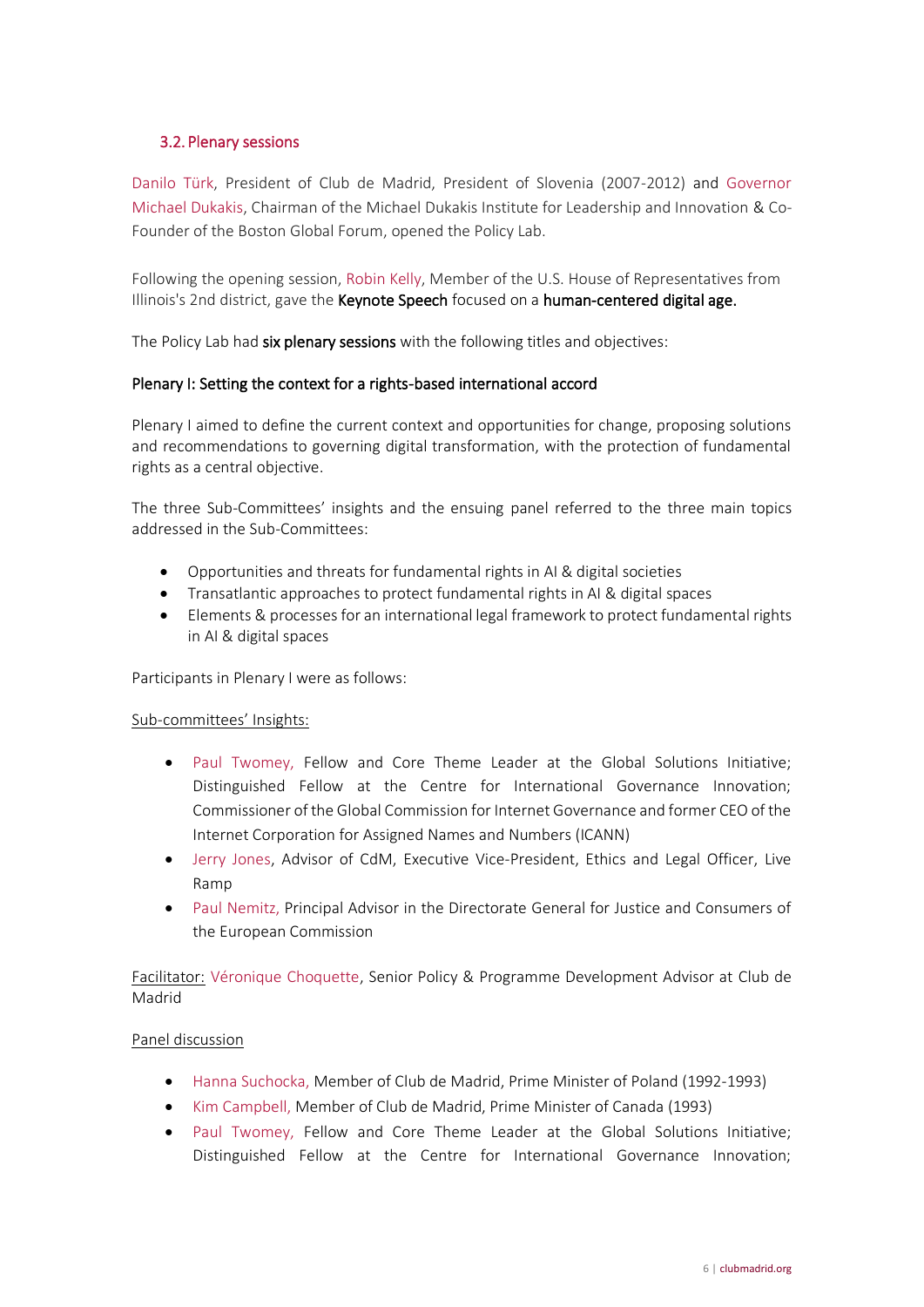### 3.2. Plenary sessions

Danilo Türk, President of Club de Madrid, President of Slovenia (2007-2012) and Governor Michael Dukakis, Chairman of the Michael Dukakis Institute for Leadership and Innovation & Co-Founder of the Boston Global Forum, opened the Policy Lab.

Following the opening session, Robin Kelly, Member of the U.S. House of Representatives from Illinois's 2nd district, gave the **Keynote Speech** focused on a **human-centered digital age.**

The Policy Lab had **six plenary sessions** with the following titles and objectives:

**Plenary I: Setting the context for a rights-based international accord**

Plenary I aimed to define the current context and opportunities for change, proposing solutions and recommendations to governing digital transformation, with the protection of fundamental rights as a central objective.

The three Sub-Committees' insights and the ensuing panel referred to the three main topics addressed in the Sub-Committees:

- Opportunities and threats for fundamental rights in AI & digital societies
- Transatlantic approaches to protect fundamental rights in AI & digital spaces
- Elements & processes for an international legal framework to protect fundamental rights in AI & digital spaces

Participants in Plenary I were as follows:

Sub-committees' Insights:

- Paul Twomey, Fellow and Core Theme Leader at the Global Solutions Initiative; Distinguished Fellow at the Centre for International Governance Innovation; Commissioner of the Global Commission for Internet Governance and former CEO of the Internet Corporation for Assigned Names and Numbers (ICANN)
- Jerry Jones, Advisor of CdM, Executive Vice-President, Ethics and Legal Officer, Live Ramp
- Paul Nemitz, Principal Advisor in the Directorate General for Justice and Consumers of the European Commission

Facilitator: Véronique Choquette, Senior Policy & Programme Development Advisor at Club de Madrid

Panel discussion

- Hanna Suchocka, Member of Club de Madrid, Prime Minister of Poland (1992-1993)
- Kim Campbell, Member of Club de Madrid, Prime Minister of Canada (1993)
- Paul Twomey, Fellow and Core Theme Leader at the Global Solutions Initiative; Distinguished Fellow at the Centre for International Governance Innovation;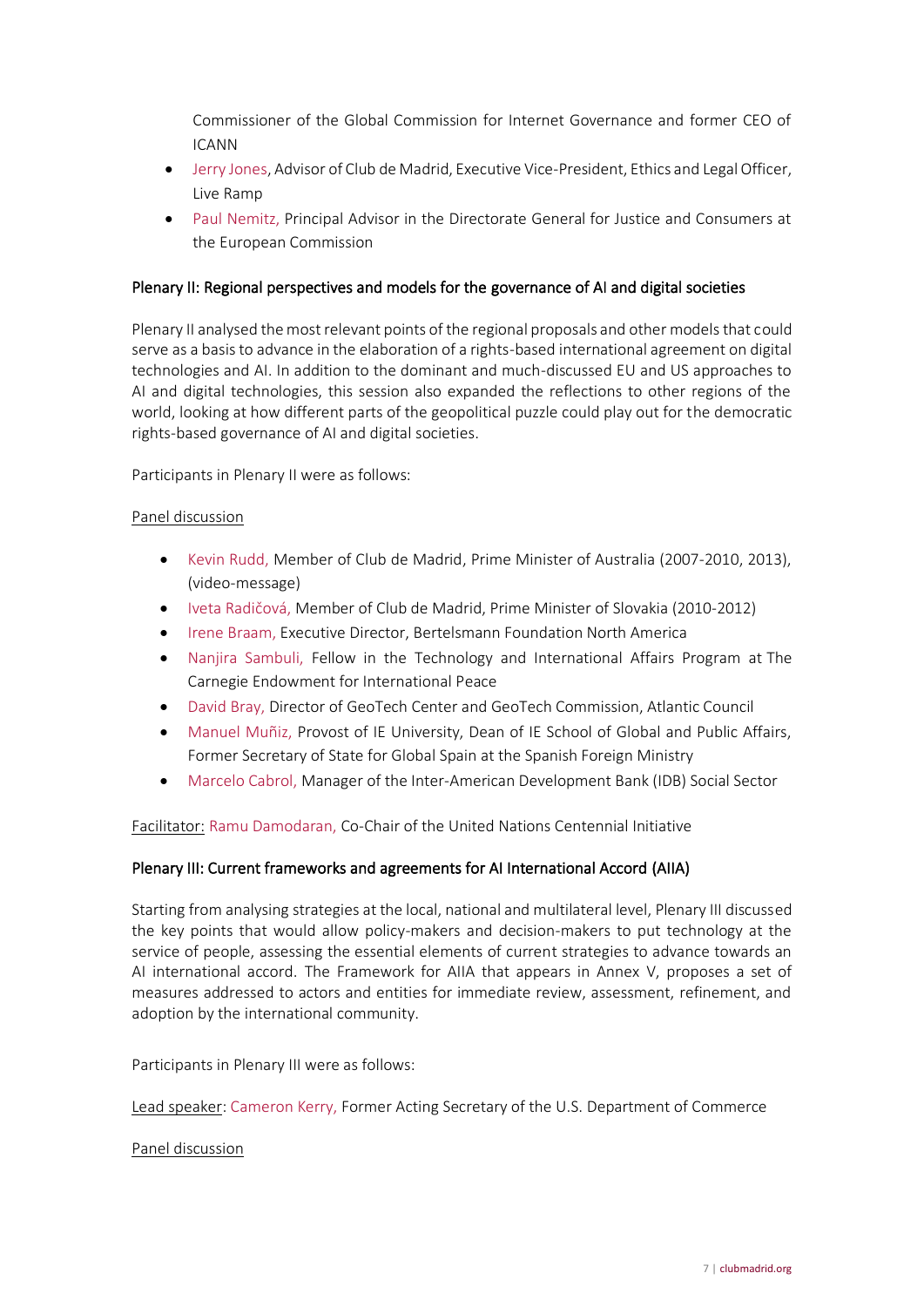Commissioner of the Global Commission for Internet Governance and former CEO of ICANN

- Jerry Jones, Advisor of Club de Madrid, Executive Vice-President, Ethics and Legal Officer, Live Ramp
- Paul Nemitz, Principal Advisor in the Directorate General for Justice and Consumers at the European Commission

### Plenary II: Regional perspectives and models for the governance of AI and digital societies

Plenary II analysed the most relevant points of the regional proposals and other models that could serve as a basis to advance in the elaboration of a rights-based international agreement on digital technologies and AI. In addition to the dominant and much-discussed EU and US approaches to AI and digital technologies, this session also expanded the reflections to other regions of the world, looking at how different parts of the geopolitical puzzle could play out for the democratic rights-based governance of AI and digital societies.

Participants in Plenary II were as follows:

<u>Panel discussion</u>

- Kevin Rudd, Member of Club de Madrid, Prime Minister of Australia (2007-2010, 2013), (video-message)
- Iveta Radičová, Member of Club de Madrid, Prime Minister of Slovakia (2010-2012)
- Irene Braam, Executive Director, Bertelsmann Foundation North America
- Nanjira Sambuli, Fellow in the Technology and International Affairs Program at The Carnegie Endowment for International Peace
- David Bray, Director of GeoTech Center and GeoTech Commission, Atlantic Council
- Manuel Muñiz, Provost of IE University, Dean of IE School of Global and Public Affairs, Former Secretary of State for Global Spain at the Spanish Foreign Ministry
- Marcelo Cabrol, Manager of the Inter-American Development Bank (IDB) Social Sector

<u>Facilitator:</u> Ramu Damodaran, Co-Chair of the United Nations Centennial Initiative

### Plenary III: Current frameworks and agreements for AI International Accord (AIIA)

Starting from analysing strategies at the local, national and multilateral level, Plenary III discussed the key points that would allow policy-makers and decision-makers to put technology at the service of people, assessing the essential elements of current strategies to advance towards an AI international accord. The Framework for AIIA that appears in Annex V, proposes a set of measures addressed to actors and entities for immediate review, assessment, refinement, and adoption by the international community.

Participants in Plenary III were as follows:

<u>Lead speaker</u>: Cameron Kerry, Former Acting Secretary of the U.S. Department of Commerce

<u>Panel discussion</u>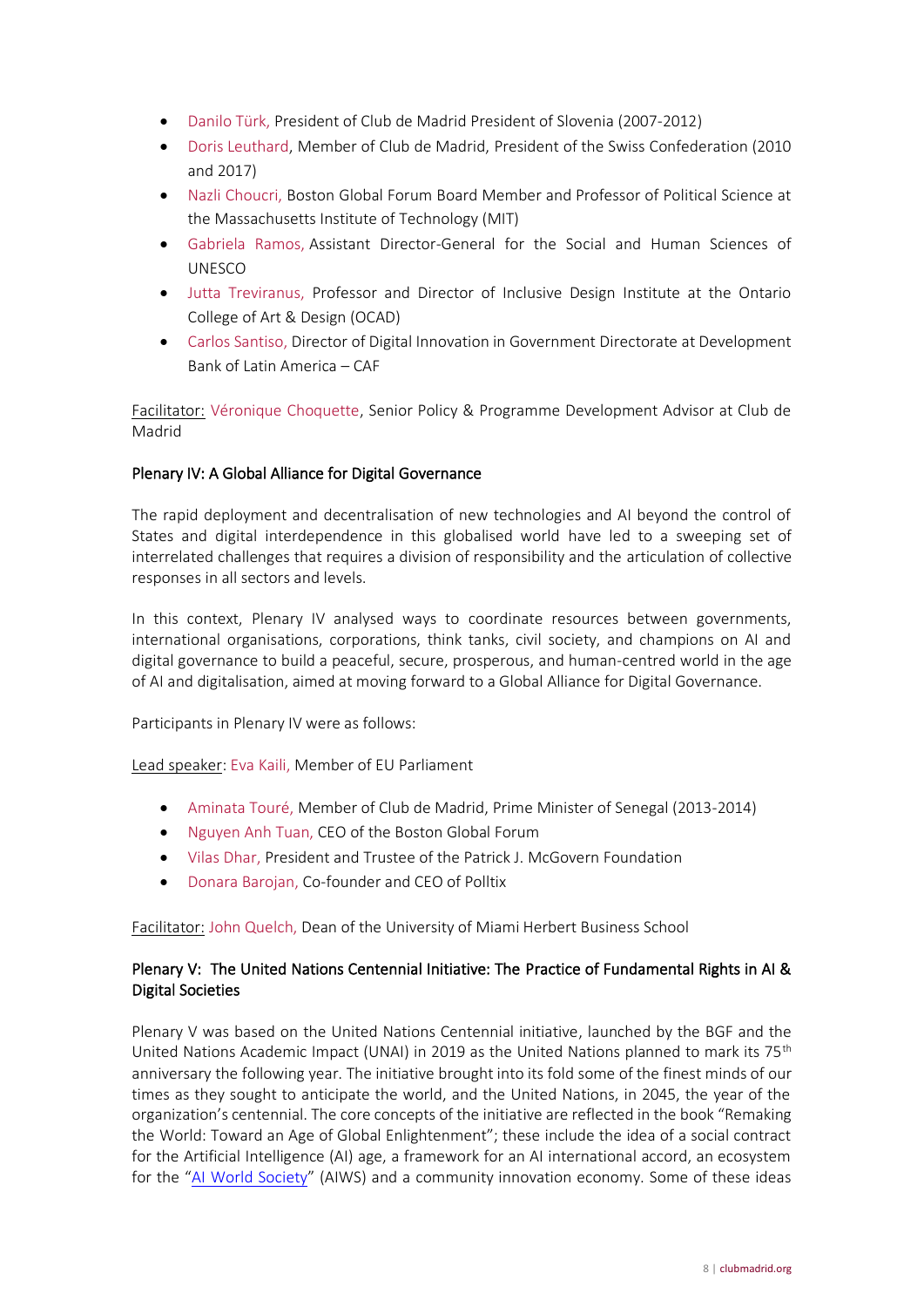- Danilo Türk, President of Club de Madrid President of Slovenia (2007-2012)
- Doris Leuthard, Member of Club de Madrid, President of the Swiss Confederation (2010 and 2017)
- Nazli Choucri, Boston Global Forum Board Member and Professor of Political Science at the Massachusetts Institute of Technology (MIT)
- Gabriela Ramos, Assistant Director-General for the Social and Human Sciences of UNESCO
- Jutta Treviranus, Professor and Director of Inclusive Design Institute at the Ontario College of Art & Design (OCAD)
- Carlos Santiso, Director of Digital Innovation in Government Directorate at Development Bank of Latin America – CAF

Facilitator: Véronique Choquette, Senior Policy & Programme Development Advisor at Club de Madrid

### Plenary IV: A Global Alliance for Digital Governance

The rapid deployment and decentralisation of new technologies and AI beyond the control of States and digital interdependence in this globalised world have led to a sweeping set of interrelated challenges that requires a division of responsibility and the articulation of collective responses in all sectors and levels.

In this context, Plenary IV analysed ways to coordinate resources between governments, international organisations, corporations, think tanks, civil society, and champions on AI and digital governance to build a peaceful, secure, prosperous, and human-centred world in the age of AI and digitalisation, aimed at moving forward to a Global Alliance for Digital Governance.

Participants in Plenary IV were as follows:

Lead speaker: Eva Kaili, Member of EU Parliament

- Aminata Touré, Member of Club de Madrid, Prime Minister of Senegal (2013-2014)
- Nguyen Anh Tuan, CEO of the Boston Global Forum
- Vilas Dhar, President and Trustee of the Patrick J. McGovern Foundation
- Donara Barojan, Co-founder and CEO of Polltix

Facilitator: John Quelch, Dean of the University of Miami Herbert Business School

### Plenary V: The United Nations Centennial Initiative: The Practice of Fundamental Rights in AI & Digital Societies

Plenary V was based on the United Nations Centennial initiative, launched by the BGF and the United Nations Academic Impact (UNAI) in 2019 as the United Nations planned to mark its 75th anniversary the following year. The initiative brought into its fold some of the finest minds of our times as they sought to anticipate the world, and the United Nations, in 2045, the year of the organization's centennial. The core concepts of the initiative are reflected in the book "Remaking the World: Toward an Age of Global Enlightenment"; these include the idea of a social contract for the Artificial Intelligence (AI) age, a framework for an AI international accord, an ecosystem for the "AI World Society" (AIWS) and a community innovation economy. Some of these ideas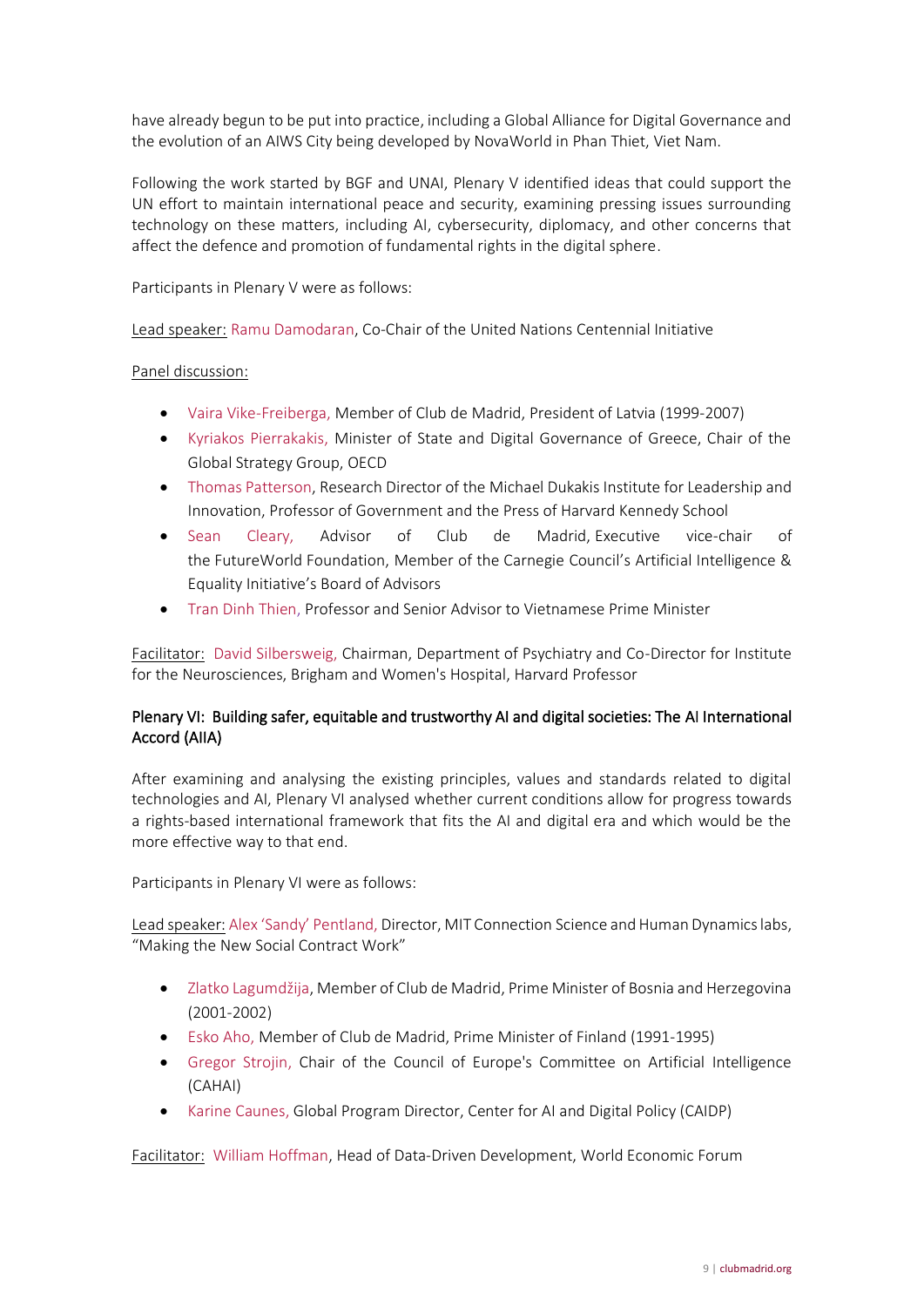have already begun to be put into practice, including a Global Alliance for Digital Governance and the evolution of an AIWS City being developed by NovaWorld in Phan Thiet, Viet Nam.

Following the work started by BGF and UNAI, Plenary V identified ideas that could support the UN effort to maintain international peace and security, examining pressing issues surrounding technology on these matters, including AI, cybersecurity, diplomacy, and other concerns that affect the defence and promotion of fundamental rights in the digital sphere.

Participants in Plenary V were as follows:

Lead speaker: Ramu Damodaran, Co-Chair of the United Nations Centennial Initiative

Panel discussion:

- Vaira Vike-Freiberga, Member of Club de Madrid, President of Latvia (1999-2007)
- Kyriakos Pierrakakis, Minister of State and Digital Governance of Greece, Chair of the Global Strategy Group, OECD
- Thomas Patterson, Research Director of the Michael Dukakis Institute for Leadership and Innovation, Professor of Government and the Press of Harvard Kennedy School
- Sean Cleary, Advisor of Club de Madrid, Executive vice-chair of the FutureWorld Foundation, Member of the Carnegie Council's Artificial Intelligence & Equality Initiative's Board of Advisors
- Tran Dinh Thien, Professor and Senior Advisor to Vietnamese Prime Minister

Facilitator: David Silbersweig, Chairman, Department of Psychiatry and Co-Director for Institute for the Neurosciences, Brigham and Women's Hospital, Harvard Professor

### Plenary VI: Building safer, equitable and trustworthy AI and digital societies: The AI International Accord (AIIA)

After examining and analysing the existing principles, values and standards related to digital technologies and AI, Plenary VI analysed whether current conditions allow for progress towards a rights-based international framework that fits the AI and digital era and which would be the more effective way to that end.

Participants in Plenary VI were as follows:

Lead speaker: Alex 'Sandy' Pentland, Director, MIT Connection Science and Human Dynamics labs, "Making the New Social Contract Work"

- Zlatko Lagumdžija, Member of Club de Madrid, Prime Minister of Bosnia and Herzegovina (2001-2002)
- Esko Aho, Member of Club de Madrid, Prime Minister of Finland (1991-1995)
- Gregor Strojin, Chair of the Council of Europe's Committee on Artificial Intelligence (CAHAI)
- Karine Caunes, Global Program Director, Center for AI and Digital Policy (CAIDP)

Facilitator: William Hoffman, Head of Data-Driven Development, World Economic Forum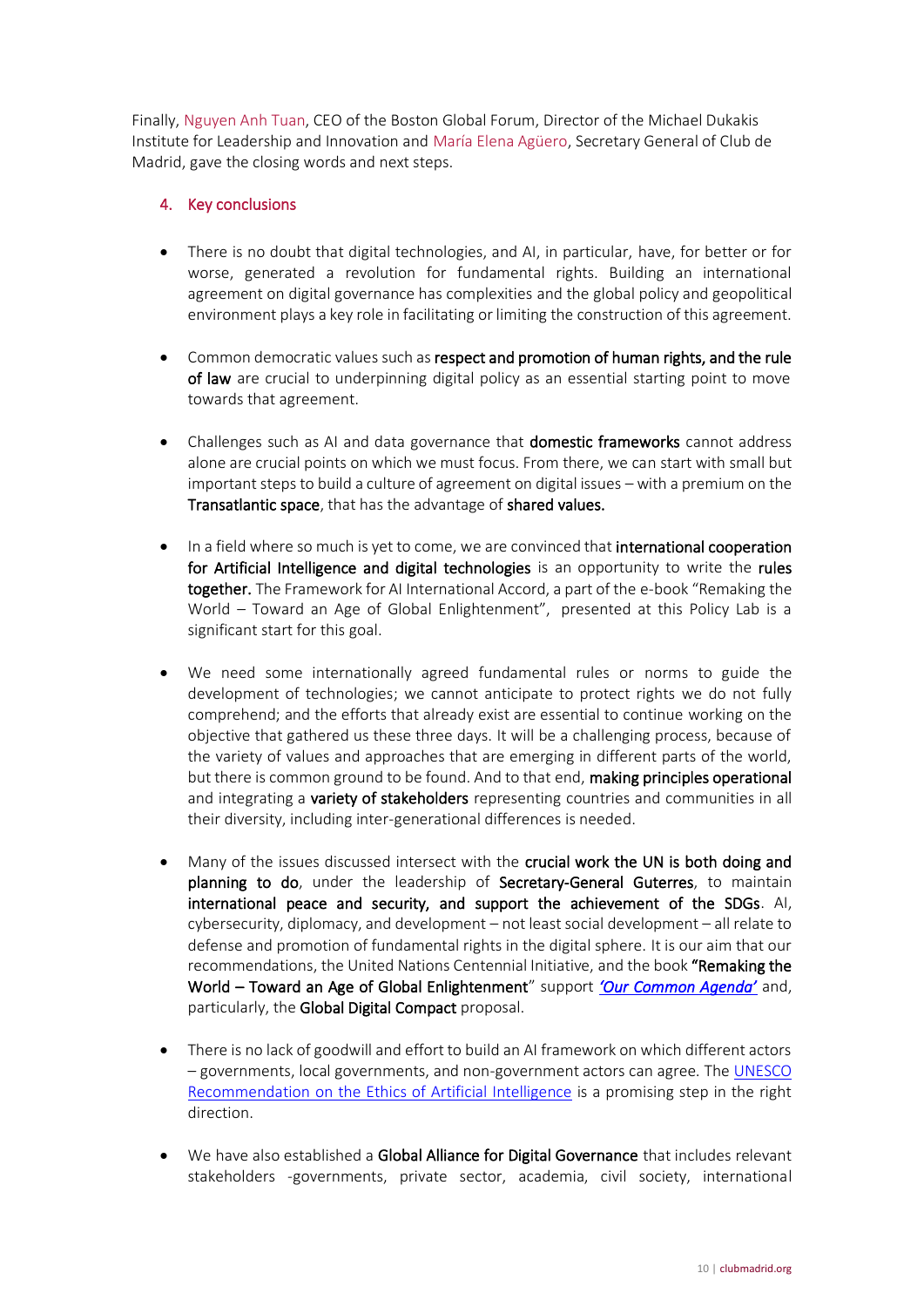Finally, Nguyen Anh Tuan, CEO of the Boston Global Forum, Director of the Michael Dukakis Institute for Leadership and Innovation and María Elena Agüero, Secretary General of Club de Madrid, gave the closing words and next steps.

## 4. Key conclusions

- There is no doubt that digital technologies, and AI, in particular, have, for better or for worse, generated a revolution for fundamental rights. Building an international agreement on digital governance has complexities and the global policy and geopolitical environment plays a key role in facilitating or limiting the construction of this agreement.

- Common democratic values such as **respect and promotion of human rights, and the rule of law** are crucial to underpinning digital policy as an essential starting point to move towards that agreement.

- Challenges such as AI and data governance that **domestic frameworks** cannot address alone are crucial points on which we must focus. From there, we can start with small but important steps to build a culture of agreement on digital issues – with a premium on the **Transatlantic space**, that has the advantage of **shared values.**

- In a field where so much is yet to come, we are convinced that **international cooperation for Artificial Intelligence and digital technologies** is an opportunity to write the **rules together.** The Framework for AI International Accord, a part of the e-book "Remaking the World – Toward an Age of Global Enlightenment", presented at this Policy Lab is a significant start for this goal.

- We need some internationally agreed fundamental rules or norms to guide the development of technologies; we cannot anticipate to protect rights we do not fully comprehend; and the efforts that already exist are essential to continue working on the objective that gathered us these three days. It will be a challenging process, because of the variety of values and approaches that are emerging in different parts of the world, but there is common ground to be found. And to that end, **making principles operational** and integrating a **variety of stakeholders** representing countries and communities in all their diversity, including inter-generational differences is needed.

- Many of the issues discussed intersect with the **crucial work the UN is both doing and planning to do**, under the leadership of **Secretary-General Guterres**, to maintain **international peace and security, and support the achievement of the SDGs**. AI, cybersecurity, diplomacy, and development – not least social development – all relate to defense and promotion of fundamental rights in the digital sphere. It is our aim that our recommendations, the United Nations Centennial Initiative, and the book **"Remaking the World – Toward an Age of Global Enlightenment**" support ***'Our Common Agenda'*** and, particularly, the **Global Digital Compact** proposal.

- There is no lack of goodwill and effort to build an AI framework on which different actors – governments, local governments, and non-government actors can agree. The UNESCO Recommendation on the Ethics of Artificial Intelligence is a promising step in the right direction.

- We have also established a **Global Alliance for Digital Governance** that includes relevant stakeholders -governments, private sector, academia, civil society, international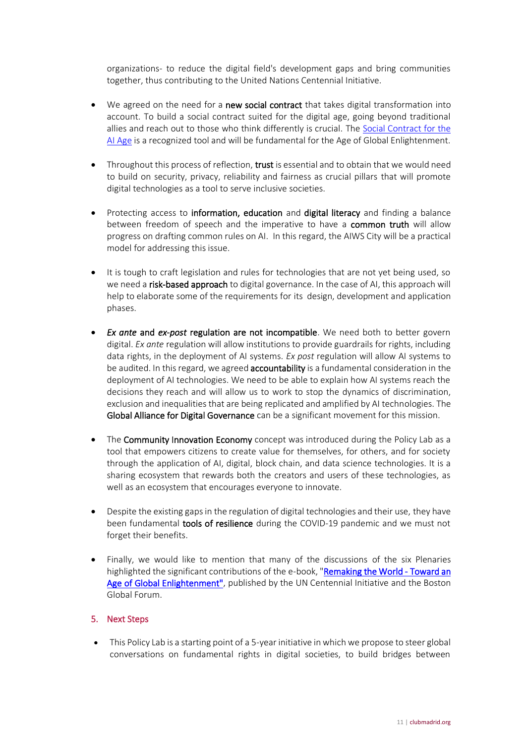organizations- to reduce the digital field's development gaps and bring communities together, thus contributing to the United Nations Centennial Initiative.

- We agreed on the need for a **new social contract** that takes digital transformation into account. To build a social contract suited for the digital age, going beyond traditional allies and reach out to those who think differently is crucial. The Social Contract for the AI Age is a recognized tool and will be fundamental for the Age of Global Enlightenment.

- Throughout this process of reflection, **trust** is essential and to obtain that we would need to build on security, privacy, reliability and fairness as crucial pillars that will promote digital technologies as a tool to serve inclusive societies.

- Protecting access to **information, education** and **digital literacy** and finding a balance between freedom of speech and the imperative to have a **common truth** will allow progress on drafting common rules on AI. In this regard, the AIWS City will be a practical model for addressing this issue.

- It is tough to craft legislation and rules for technologies that are not yet being used, so we need a **risk-based approach** to digital governance. In the case of AI, this approach will help to elaborate some of the requirements for its design, development and application phases.

- ***Ex ante* and *ex-post* regulation are not incompatible**. We need both to better govern digital. *Ex ante* regulation will allow institutions to provide guardrails for rights, including data rights, in the deployment of AI systems. *Ex post* regulation will allow AI systems to be audited. In this regard, we agreed **accountability** is a fundamental consideration in the deployment of AI technologies. We need to be able to explain how AI systems reach the decisions they reach and will allow us to work to stop the dynamics of discrimination, exclusion and inequalities that are being replicated and amplified by AI technologies. The **Global Alliance for Digital Governance** can be a significant movement for this mission.

- The **Community Innovation Economy** concept was introduced during the Policy Lab as a tool that empowers citizens to create value for themselves, for others, and for society through the application of AI, digital, block chain, and data science technologies. It is a sharing ecosystem that rewards both the creators and users of these technologies, as well as an ecosystem that encourages everyone to innovate.

- Despite the existing gaps in the regulation of digital technologies and their use, they have been fundamental **tools of resilience** during the COVID-19 pandemic and we must not forget their benefits.

- Finally, we would like to mention that many of the discussions of the six Plenaries highlighted the significant contributions of the e-book, "**Remaking the World - Toward an Age of Global Enlightenment"**, published by the UN Centennial Initiative and the Boston Global Forum.

## 5. Next Steps

- This Policy Lab is a starting point of a 5-year initiative in which we propose to steer global conversations on fundamental rights in digital societies, to build bridges between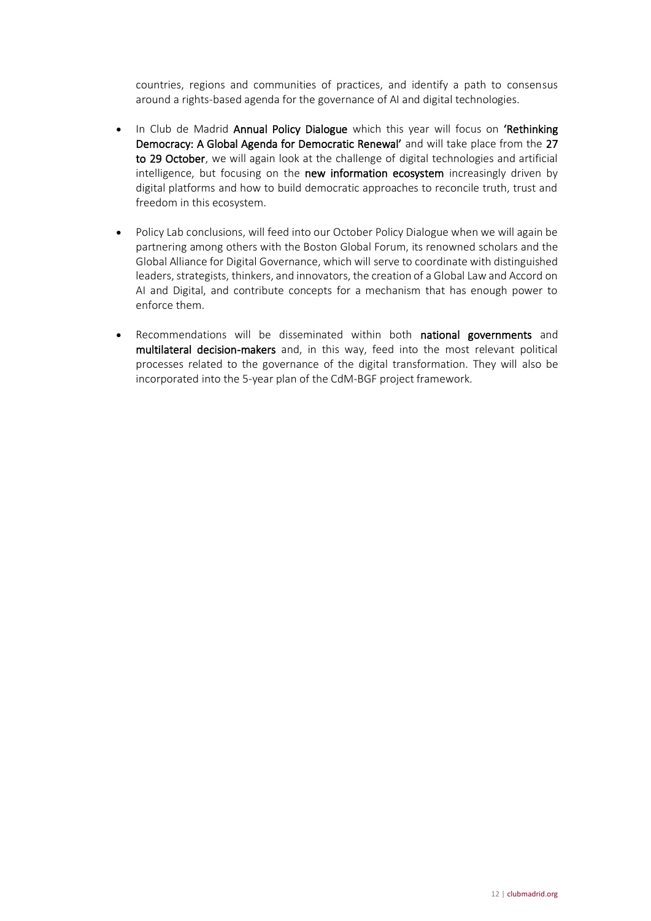countries, regions and communities of practices, and identify a path to consensus around a rights-based agenda for the governance of AI and digital technologies.

- In Club de Madrid **Annual Policy Dialogue** which this year will focus on **'Rethinking Democracy: A Global Agenda for Democratic Renewal'** and will take place from the **27 to 29 October**, we will again look at the challenge of digital technologies and artificial intelligence, but focusing on the **new information ecosystem** increasingly driven by digital platforms and how to build democratic approaches to reconcile truth, trust and freedom in this ecosystem.

- Policy Lab conclusions, will feed into our October Policy Dialogue when we will again be partnering among others with the Boston Global Forum, its renowned scholars and the Global Alliance for Digital Governance, which will serve to coordinate with distinguished leaders, strategists, thinkers, and innovators, the creation of a Global Law and Accord on AI and Digital, and contribute concepts for a mechanism that has enough power to enforce them.

- Recommendations will be disseminated within both **national governments** and **multilateral decision-makers** and, in this way, feed into the most relevant political processes related to the governance of the digital transformation. They will also be incorporated into the 5-year plan of the CdM-BGF project framework.